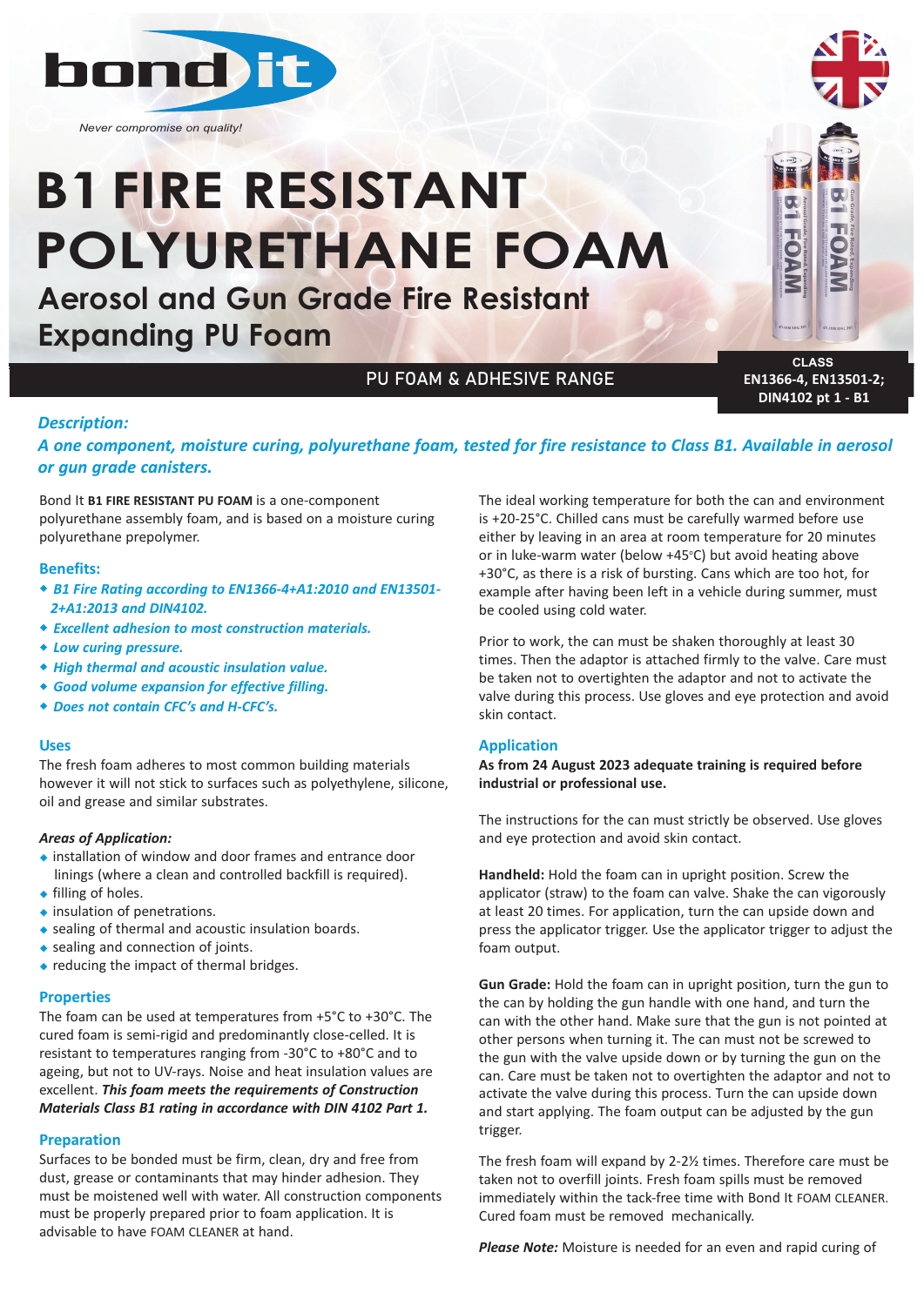bond it

*Never compromise on quality!*

# B1 FIRE RESISTANT POLYURETHANE FOAM

## Aerosol and Gun Grade Fire Resistant Expanding PU Foam

PU FOAM & ADHESIVE RANGE

**CLASS EN1366-4, EN13501-2; DIN4102 pt 1 - B1**

### *Description:*

***A one component, moisture curing, polyurethane foam, tested for fire resistance to Class B1. Available in aerosol or gun grade canisters.***

Bond It **B1 FIRE RESISTANT PU FOAM** is a one-component polyurethane assembly foam, and is based on a moisture curing polyurethane prepolymer.

### Benefits:

- ***B1 Fire Rating according to EN1366-4+A1:2010 and EN13501-2+A1:2013 and DIN4102.***
- ***Excellent adhesion to most construction materials.***
- ***Low curing pressure.***
- ***High thermal and acoustic insulation value.***
- ***Good volume expansion for effective filling.***
- ***Does not contain CFC's and H-CFC's.***

### Uses

The fresh foam adheres to most common building materials however it will not stick to surfaces such as polyethylene, silicone, oil and grease and similar substrates.

***Areas of Application:***

- installation of window and door frames and entrance door linings (where a clean and controlled backfill is required).
- filling of holes.
- insulation of penetrations.
- sealing of thermal and acoustic insulation boards.
- sealing and connection of joints.
- reducing the impact of thermal bridges.

### Properties

The foam can be used at temperatures from +5°C to +30°C. The cured foam is semi-rigid and predominantly close-celled. It is resistant to temperatures ranging from -30°C to +80°C and to ageing, but not to UV-rays. Noise and heat insulation values are excellent. ***This foam meets the requirements of Construction Materials Class B1 rating in accordance with DIN 4102 Part 1.***

### Preparation

Surfaces to be bonded must be firm, clean, dry and free from dust, grease or contaminants that may hinder adhesion. They must be moistened well with water. All construction components must be properly prepared prior to foam application. It is advisable to have FOAM CLEANER at hand.

The ideal working temperature for both the can and environment is +20-25°C. Chilled cans must be carefully warmed before use either by leaving in an area at room temperature for 20 minutes or in luke-warm water (below +45°C) but avoid heating above +30°C, as there is a risk of bursting. Cans which are too hot, for example after having been left in a vehicle during summer, must be cooled using cold water.

Prior to work, the can must be shaken thoroughly at least 30 times. Then the adaptor is attached firmly to the valve. Care must be taken not to overtighten the adaptor and not to activate the valve during this process. Use gloves and eye protection and avoid skin contact.

### Application

**As from 24 August 2023 adequate training is required before industrial or professional use.**

The instructions for the can must strictly be observed. Use gloves and eye protection and avoid skin contact.

**Handheld:** Hold the foam can in upright position. Screw the applicator (straw) to the foam can valve. Shake the can vigorously at least 20 times. For application, turn the can upside down and press the applicator trigger. Use the applicator trigger to adjust the foam output.

**Gun Grade:** Hold the foam can in upright position, turn the gun to the can by holding the gun handle with one hand, and turn the can with the other hand. Make sure that the gun is not pointed at other persons when turning it. The can must not be screwed to the gun with the valve upside down or by turning the gun on the can. Care must be taken not to overtighten the adaptor and not to activate the valve during this process. Turn the can upside down and start applying. The foam output can be adjusted by the gun trigger.

The fresh foam will expand by 2-2½ times. Therefore care must be taken not to overfill joints. Fresh foam spills must be removed immediately within the tack-free time with Bond It FOAM CLEANER. Cured foam must be removed mechanically.

***Please Note:*** Moisture is needed for an even and rapid curing of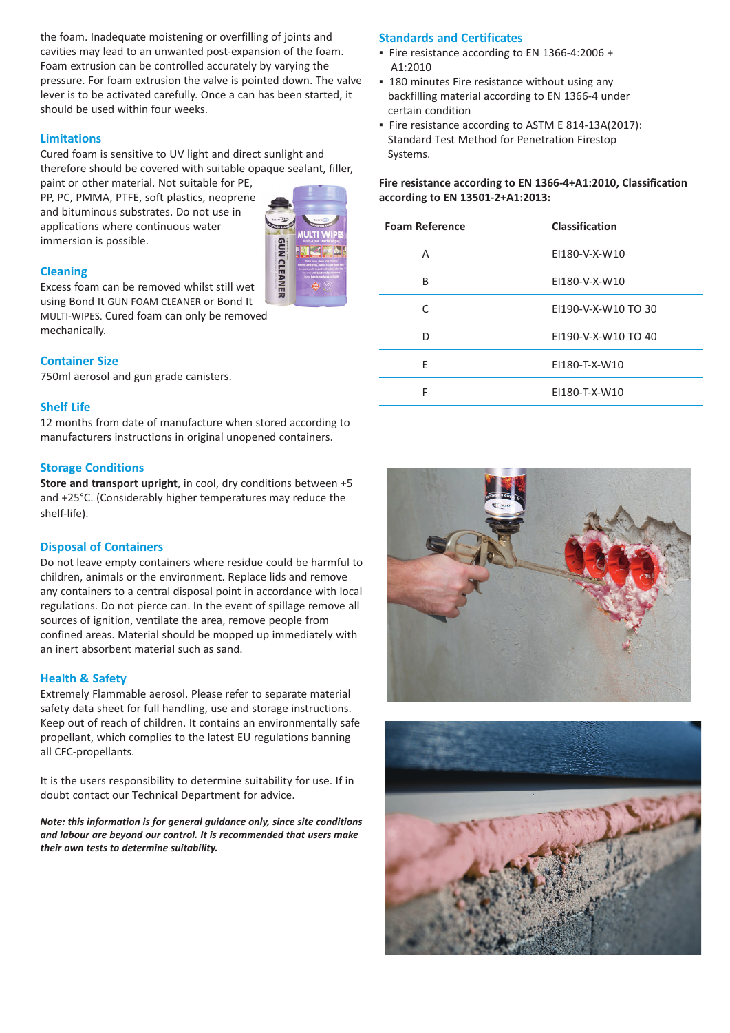the foam. Inadequate moistening or overfilling of joints and cavities may lead to an unwanted post-expansion of the foam. Foam extrusion can be controlled accurately by varying the pressure. For foam extrusion the valve is pointed down. The valve lever is to be activated carefully. Once a can has been started, it should be used within four weeks.

## Limitations

Cured foam is sensitive to UV light and direct sunlight and therefore should be covered with suitable opaque sealant, filler, paint or other material. Not suitable for PE, PP, PC, PMMA, PTFE, soft plastics, neoprene and bituminous substrates. Do not use in applications where continuous water immersion is possible.

## Cleaning

Excess foam can be removed whilst still wet using Bond It GUN FOAM CLEANER or Bond It MULTI-WIPES. Cured foam can only be removed mechanically.

## Container Size

750ml aerosol and gun grade canisters.

## Shelf Life

12 months from date of manufacture when stored according to manufacturers instructions in original unopened containers.

## Storage Conditions

**Store and transport upright**, in cool, dry conditions between +5 and +25°C. (Considerably higher temperatures may reduce the shelf-life).

## Disposal of Containers

Do not leave empty containers where residue could be harmful to children, animals or the environment. Replace lids and remove any containers to a central disposal point in accordance with local regulations. Do not pierce can. In the event of spillage remove all sources of ignition, ventilate the area, remove people from confined areas. Material should be mopped up immediately with an inert absorbent material such as sand.

## Health & Safety

Extremely Flammable aerosol. Please refer to separate material safety data sheet for full handling, use and storage instructions. Keep out of reach of children. It contains an environmentally safe propellant, which complies to the latest EU regulations banning all CFC-propellants.

It is the users responsibility to determine suitability for use. If in doubt contact our Technical Department for advice.

***Note: this information is for general guidance only, since site conditions and labour are beyond our control. It is recommended that users make their own tests to determine suitability.***

## Standards and Certificates

- Fire resistance according to EN 1366-4:2006 + A1:2010
- 180 minutes Fire resistance without using any backfilling material according to EN 1366-4 under certain condition
- Fire resistance according to ASTM E 814-13A(2017): Standard Test Method for Penetration Firestop Systems.

**Fire resistance according to EN 1366-4+A1:2010, Classification according to EN 13501-2+A1:2013:**

| Foam Reference | Classification |
|---|---|
| A | EI180-V-X-W10 |
| B | EI180-V-X-W10 |
| C | EI190-V-X-W10 TO 30 |
| D | EI190-V-X-W10 TO 40 |
| E | EI180-T-X-W10 |
| F | EI180-T-X-W10 |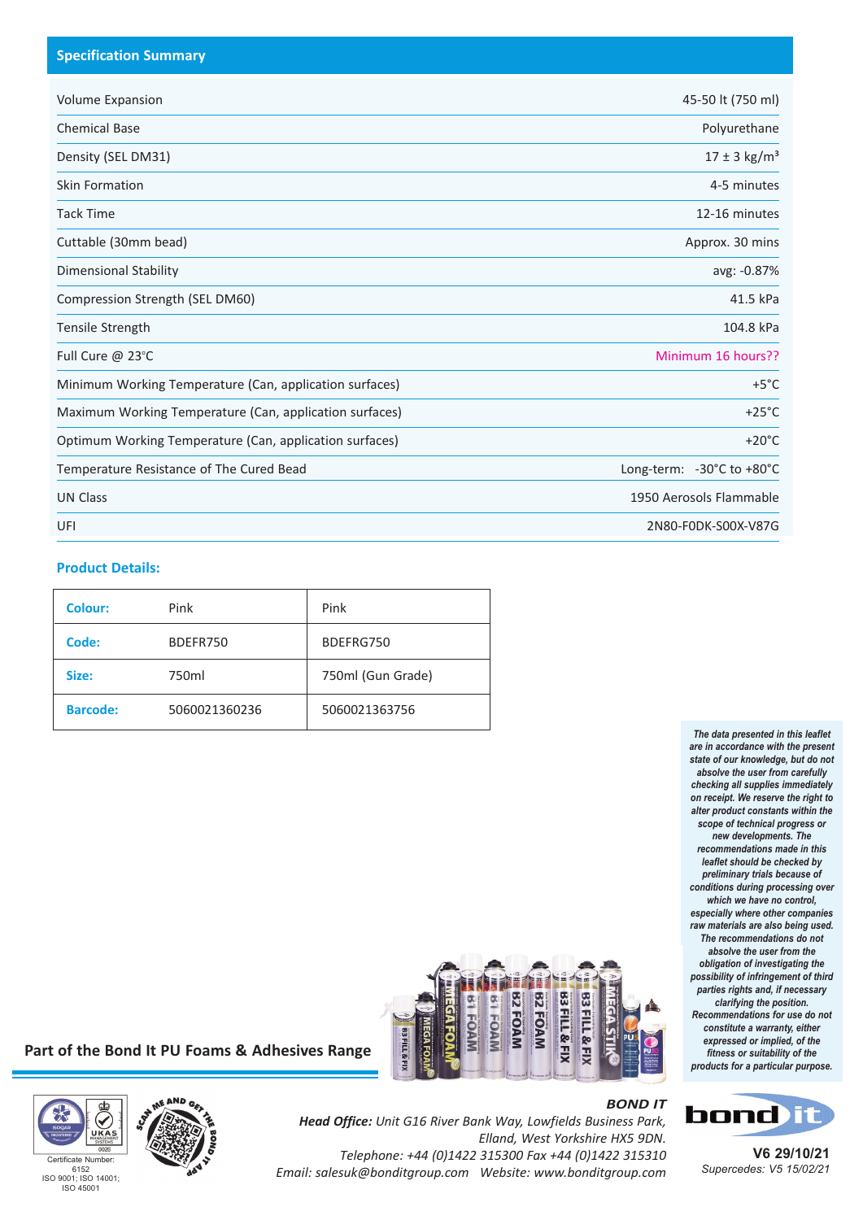## Specification Summary

| | |
|---|---|
| Volume Expansion | 45-50 lt (750 ml) |
| Chemical Base | Polyurethane |
| Density (SEL DM31) | 17 ± 3 kg/m³ |
| Skin Formation | 4-5 minutes |
| Tack Time | 12-16 minutes |
| Cuttable (30mm bead) | Approx. 30 mins |
| Dimensional Stability | avg: -0.87% |
| Compression Strength (SEL DM60) | 41.5 kPa |
| Tensile Strength | 104.8 kPa |
| Full Cure @ 23°C | Minimum 16 hours?? |
| Minimum Working Temperature (Can, application surfaces) | +5°C |
| Maximum Working Temperature (Can, application surfaces) | +25°C |
| Optimum Working Temperature (Can, application surfaces) | +20°C |
| Temperature Resistance of The Cured Bead | Long-term: -30°C to +80°C |
| UN Class | 1950 Aerosols Flammable |
| UFI | 2N80-F0DK-S00X-V87G |

### Product Details:

| | | |
|---|---|---|
| **Colour:** | Pink | Pink |
| **Code:** | BDEFR750 | BDEFRG750 |
| **Size:** | 750ml | 750ml (Gun Grade) |
| **Barcode:** | 5060021360236 | 5060021363756 |

*The data presented in this leaflet are in accordance with the present state of our knowledge, but do not absolve the user from carefully checking all supplies immediately on receipt. We reserve the right to alter product constants within the scope of technical progress or new developments. The recommendations made in this leaflet should be checked by preliminary trials because of conditions during processing over which we have no control, especially where other companies raw materials are also being used. The recommendations do not absolve the user from the obligation of investigating the possibility of infringement of third parties rights and, if necessary clarifying the position. Recommendations for use do not constitute a warranty, either expressed or implied, of the fitness or suitability of the products for a particular purpose.*

**Part of the Bond It PU Foams & Adhesives Range**

Certificate Number: 6152
ISO 9001; ISO 14001; ISO 45001

SCAN ME AND GET THE BOND IT APP

***BOND IT***
***Head Office:*** *Unit G16 River Bank Way, Lowfields Business Park, Elland, West Yorkshire HX5 9DN.*
*Telephone: +44 (0)1422 315300 Fax +44 (0)1422 315310*
*Email: salesuk@bonditgroup.com Website: www.bonditgroup.com*

**V6 29/10/21**
*Supercedes: V5 15/02/21*